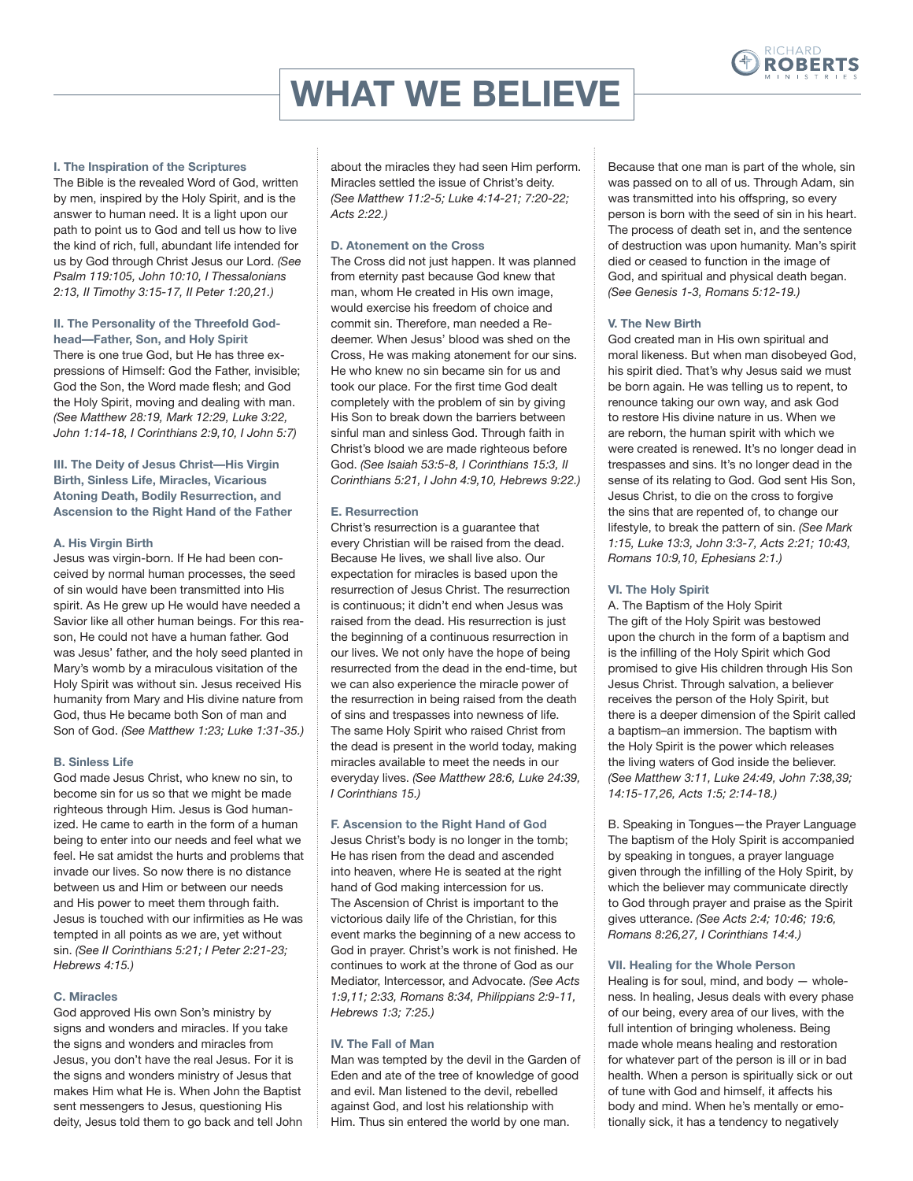# WHAT WE BELIEVE

### I. The Inspiration of the Scriptures

The Bible is the revealed Word of God, written by men, inspired by the Holy Spirit, and is the answer to human need. It is a light upon our path to point us to God and tell us how to live the kind of rich, full, abundant life intended for us by God through Christ Jesus our Lord. *(See Psalm 119:105, John 10:10, I Thessalonians 2:13, II Timothy 3:15-17, II Peter 1:20,21.)*

### II. The Personality of the Threefold Godhead—Father, Son, and Holy Spirit

There is one true God, but He has three expressions of Himself: God the Father, invisible; God the Son, the Word made flesh; and God the Holy Spirit, moving and dealing with man. *(See Matthew 28:19, Mark 12:29, Luke 3:22, John 1:14-18, I Corinthians 2:9,10, I John 5:7)*

### III. The Deity of Jesus Christ—His Virgin Birth, Sinless Life, Miracles, Vicarious Atoning Death, Bodily Resurrection, and Ascension to the Right Hand of the Father

#### A. His Virgin Birth

Jesus was virgin-born. If He had been conceived by normal human processes, the seed of sin would have been transmitted into His spirit. As He grew up He would have needed a Savior like all other human beings. For this reason, He could not have a human father. God was Jesus' father, and the holy seed planted in Mary's womb by a miraculous visitation of the Holy Spirit was without sin. Jesus received His humanity from Mary and His divine nature from God, thus He became both Son of man and Son of God. *(See Matthew 1:23; Luke 1:31-35.)*

#### B. Sinless Life

God made Jesus Christ, who knew no sin, to become sin for us so that we might be made righteous through Him. Jesus is God humanized. He came to earth in the form of a human being to enter into our needs and feel what we feel. He sat amidst the hurts and problems that invade our lives. So now there is no distance between us and Him or between our needs and His power to meet them through faith. Jesus is touched with our infirmities as He was tempted in all points as we are, yet without sin. *(See II Corinthians 5:21; I Peter 2:21-23; Hebrews 4:15.)*

#### C. Miracles

God approved His own Son's ministry by signs and wonders and miracles. If you take the signs and wonders and miracles from Jesus, you don't have the real Jesus. For it is the signs and wonders ministry of Jesus that makes Him what He is. When John the Baptist sent messengers to Jesus, questioning His deity, Jesus told them to go back and tell John about the miracles they had seen Him perform. Miracles settled the issue of Christ's deity. *(See Matthew 11:2-5; Luke 4:14-21; 7:20-22; Acts 2:22.)*

#### D. Atonement on the Cross

The Cross did not just happen. It was planned from eternity past because God knew that man, whom He created in His own image, would exercise his freedom of choice and commit sin. Therefore, man needed a Redeemer. When Jesus' blood was shed on the Cross, He was making atonement for our sins. He who knew no sin became sin for us and took our place. For the first time God dealt completely with the problem of sin by giving His Son to break down the barriers between sinful man and sinless God. Through faith in Christ's blood we are made righteous before God. *(See Isaiah 53:5-8, I Corinthians 15:3, II Corinthians 5:21, I John 4:9,10, Hebrews 9:22.)*

#### E. Resurrection

Christ's resurrection is a guarantee that every Christian will be raised from the dead. Because He lives, we shall live also. Our expectation for miracles is based upon the resurrection of Jesus Christ. The resurrection is continuous; it didn't end when Jesus was raised from the dead. His resurrection is just the beginning of a continuous resurrection in our lives. We not only have the hope of being resurrected from the dead in the end-time, but we can also experience the miracle power of the resurrection in being raised from the death of sins and trespasses into newness of life. The same Holy Spirit who raised Christ from the dead is present in the world today, making miracles available to meet the needs in our everyday lives. *(See Matthew 28:6, Luke 24:39, I Corinthians 15.)*

#### F. Ascension to the Right Hand of God

Jesus Christ's body is no longer in the tomb; He has risen from the dead and ascended into heaven, where He is seated at the right hand of God making intercession for us. The Ascension of Christ is important to the victorious daily life of the Christian, for this event marks the beginning of a new access to God in prayer. Christ's work is not finished. He continues to work at the throne of God as our Mediator, Intercessor, and Advocate. *(See Acts 1:9,11; 2:33, Romans 8:34, Philippians 2:9-11, Hebrews 1:3; 7:25.)*

### IV. The Fall of Man

Man was tempted by the devil in the Garden of Eden and ate of the tree of knowledge of good and evil. Man listened to the devil, rebelled against God, and lost his relationship with Him. Thus sin entered the world by one man. Because that one man is part of the whole, sin was passed on to all of us. Through Adam, sin was transmitted into his offspring, so every person is born with the seed of sin in his heart. The process of death set in, and the sentence of destruction was upon humanity. Man's spirit died or ceased to function in the image of God, and spiritual and physical death began. *(See Genesis 1-3, Romans 5:12-19.)*

### V. The New Birth

God created man in His own spiritual and moral likeness. But when man disobeyed God, his spirit died. That's why Jesus said we must be born again. He was telling us to repent, to renounce taking our own way, and ask God to restore His divine nature in us. When we are reborn, the human spirit with which we were created is renewed. It's no longer dead in trespasses and sins. It's no longer dead in the sense of its relating to God. God sent His Son, Jesus Christ, to die on the cross to forgive the sins that are repented of, to change our lifestyle, to break the pattern of sin. *(See Mark 1:15, Luke 13:3, John 3:3-7, Acts 2:21; 10:43, Romans 10:9,10, Ephesians 2:1.)*

### VI. The Holy Spirit

A. The Baptism of the Holy Spirit

The gift of the Holy Spirit was bestowed upon the church in the form of a baptism and is the infilling of the Holy Spirit which God promised to give His children through His Son Jesus Christ. Through salvation, a believer receives the person of the Holy Spirit, but there is a deeper dimension of the Spirit called a baptism–an immersion. The baptism with the Holy Spirit is the power which releases the living waters of God inside the believer. *(See Matthew 3:11, Luke 24:49, John 7:38,39; 14:15-17,26, Acts 1:5; 2:14-18.)*

B. Speaking in Tongues—the Prayer Language

The baptism of the Holy Spirit is accompanied by speaking in tongues, a prayer language given through the infilling of the Holy Spirit, by which the believer may communicate directly to God through prayer and praise as the Spirit gives utterance. *(See Acts 2:4; 10:46; 19:6, Romans 8:26,27, I Corinthians 14:4.)*

### VII. Healing for the Whole Person

Healing is for soul, mind, and body — wholeness. In healing, Jesus deals with every phase of our being, every area of our lives, with the full intention of bringing wholeness. Being made whole means healing and restoration for whatever part of the person is ill or in bad health. When a person is spiritually sick or out of tune with God and himself, it affects his body and mind. When he's mentally or emotionally sick, it has a tendency to negatively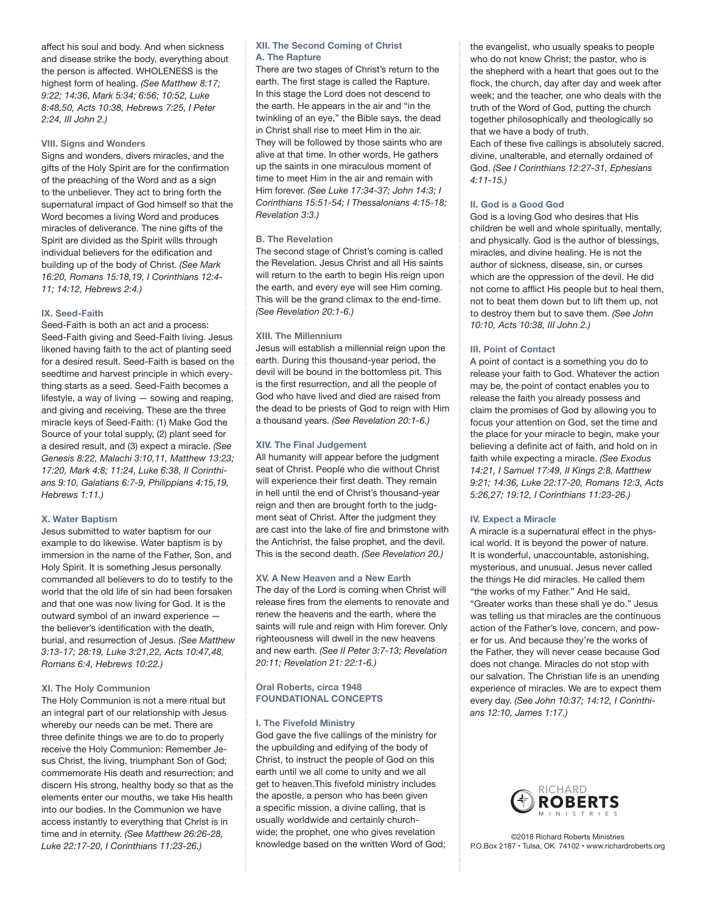affect his soul and body. And when sickness and disease strike the body, everything about the person is affected. WHOLENESS is the highest form of healing. *(See Matthew 8:17; 9:22; 14:36, Mark 5:34; 6:56; 10:52, Luke 8:48,50, Acts 10:38, Hebrews 7:25, I Peter 2:24, III John 2.)*

### VIII. Signs and Wonders

Signs and wonders, divers miracles, and the gifts of the Holy Spirit are for the confirmation of the preaching of the Word and as a sign to the unbeliever. They act to bring forth the supernatural impact of God himself so that the Word becomes a living Word and produces miracles of deliverance. The nine gifts of the Spirit are divided as the Spirit wills through individual believers for the edification and building up of the body of Christ. *(See Mark 16:20, Romans 15:18,19, I Corinthians 12:4-11; 14:12, Hebrews 2:4.)*

### IX. Seed-Faith

Seed-Faith is both an act and a process: Seed-Faith giving and Seed-Faith living. Jesus likened having faith to the act of planting seed for a desired result. Seed-Faith is based on the seedtime and harvest principle in which everything starts as a seed. Seed-Faith becomes a lifestyle, a way of living — sowing and reaping, and giving and receiving. These are the three miracle keys of Seed-Faith: (1) Make God the Source of your total supply, (2) plant seed for a desired result, and (3) expect a miracle. *(See Genesis 8:22, Malachi 3:10,11, Matthew 13:23; 17:20, Mark 4:8; 11:24, Luke 6:38, II Corinthians 9:10, Galatians 6:7-9, Philippians 4:15,19, Hebrews 1:11.)*

### X. Water Baptism

Jesus submitted to water baptism for our example to do likewise. Water baptism is by immersion in the name of the Father, Son, and Holy Spirit. It is something Jesus personally commanded all believers to do to testify to the world that the old life of sin had been forsaken and that one was now living for God. It is the outward symbol of an inward experience — the believer's identification with the death, burial, and resurrection of Jesus. *(See Matthew 3:13-17; 28:19, Luke 3:21,22, Acts 10:47,48, Romans 6:4, Hebrews 10:22.)*

### XI. The Holy Communion

The Holy Communion is not a mere ritual but an integral part of our relationship with Jesus whereby our needs can be met. There are three definite things we are to do to properly receive the Holy Communion: Remember Jesus Christ, the living, triumphant Son of God; commemorate His death and resurrection; and discern His strong, healthy body so that as the elements enter our mouths, we take His health into our bodies. In the Communion we have access instantly to everything that Christ is in time and in eternity. *(See Matthew 26:26-28, Luke 22:17-20, I Corinthians 11:23-26.)*

### XII. The Second Coming of Christ

#### A. The Rapture

There are two stages of Christ's return to the earth. The first stage is called the Rapture. In this stage the Lord does not descend to the earth. He appears in the air and "in the twinkling of an eye," the Bible says, the dead in Christ shall rise to meet Him in the air. They will be followed by those saints who are alive at that time. In other words, He gathers up the saints in one miraculous moment of time to meet Him in the air and remain with Him forever. *(See Luke 17:34-37; John 14:3; I Corinthians 15:51-54; I Thessalonians 4:15-18; Revelation 3:3.)*

#### B. The Revelation

The second stage of Christ's coming is called the Revelation. Jesus Christ and all His saints will return to the earth to begin His reign upon the earth, and every eye will see Him coming. This will be the grand climax to the end-time. *(See Revelation 20:1-6.)*

### XIII. The Millennium

Jesus will establish a millennial reign upon the earth. During this thousand-year period, the devil will be bound in the bottomless pit. This is the first resurrection, and all the people of God who have lived and died are raised from the dead to be priests of God to reign with Him a thousand years. *(See Revelation 20:1-6.)*

### XIV. The Final Judgement

All humanity will appear before the judgment seat of Christ. People who die without Christ will experience their first death. They remain in hell until the end of Christ's thousand-year reign and then are brought forth to the judgment seat of Christ. After the judgment they are cast into the lake of fire and brimstone with the Antichrist, the false prophet, and the devil. This is the second death. *(See Revelation 20.)*

### XV. A New Heaven and a New Earth

The day of the Lord is coming when Christ will release fires from the elements to renovate and renew the heavens and the earth, where the saints will rule and reign with Him forever. Only righteousness will dwell in the new heavens and new earth. *(See II Peter 3:7-13; Revelation 20:11; Revelation 21: 22:1-6.)*

## Oral Roberts, circa 1948
## FOUNDATIONAL CONCEPTS

### I. The Fivefold Ministry

God gave the five callings of the ministry for the upbuilding and edifying of the body of Christ, to instruct the people of God on this earth until we all come to unity and we all get to heaven.This fivefold ministry includes the apostle, a person who has been given a specific mission, a divine calling, that is usually worldwide and certainly churchwide; the prophet, one who gives revelation knowledge based on the written Word of God; the evangelist, who usually speaks to people who do not know Christ; the pastor, who is the shepherd with a heart that goes out to the flock, the church, day after day and week after week; and the teacher, one who deals with the truth of the Word of God, putting the church together philosophically and theologically so that we have a body of truth.

Each of these five callings is absolutely sacred, divine, unalterable, and eternally ordained of God. *(See I Corinthians 12:27-31, Ephesians 4:11-15.)*

### II. God is a Good God

God is a loving God who desires that His children be well and whole spiritually, mentally, and physically. God is the author of blessings, miracles, and divine healing. He is not the author of sickness, disease, sin, or curses which are the oppression of the devil. He did not come to afflict His people but to heal them, not to beat them down but to lift them up, not to destroy them but to save them. *(See John 10:10, Acts 10:38, III John 2.)*

### III. Point of Contact

A point of contact is a something you do to release your faith to God. Whatever the action may be, the point of contact enables you to release the faith you already possess and claim the promises of God by allowing you to focus your attention on God, set the time and the place for your miracle to begin, make your believing a definite act of faith, and hold on in faith while expecting a miracle. *(See Exodus 14:21, I Samuel 17:49, II Kings 2:8, Matthew 9:21; 14:36, Luke 22:17-20, Romans 12:3, Acts 5:26,27; 19:12, I Corinthians 11:23-26.)*

### IV. Expect a Miracle

A miracle is a supernatural effect in the physical world. It is beyond the power of nature. It is wonderful, unaccountable, astonishing, mysterious, and unusual. Jesus never called the things He did miracles. He called them "the works of my Father." And He said, "Greater works than these shall ye do." Jesus was telling us that miracles are the continuous action of the Father's love, concern, and power for us. And because they're the works of the Father, they will never cease because God does not change. Miracles do not stop with our salvation. The Christian life is an unending experience of miracles. We are to expect them every day. *(See John 10:37; 14:12, I Corinthians 12:10, James 1:17.)*

RICHARD ROBERTS MINISTRIES

©2018 Richard Roberts Ministries
P.O.Box 2187 • Tulsa, OK 74102 • www.richardroberts.org